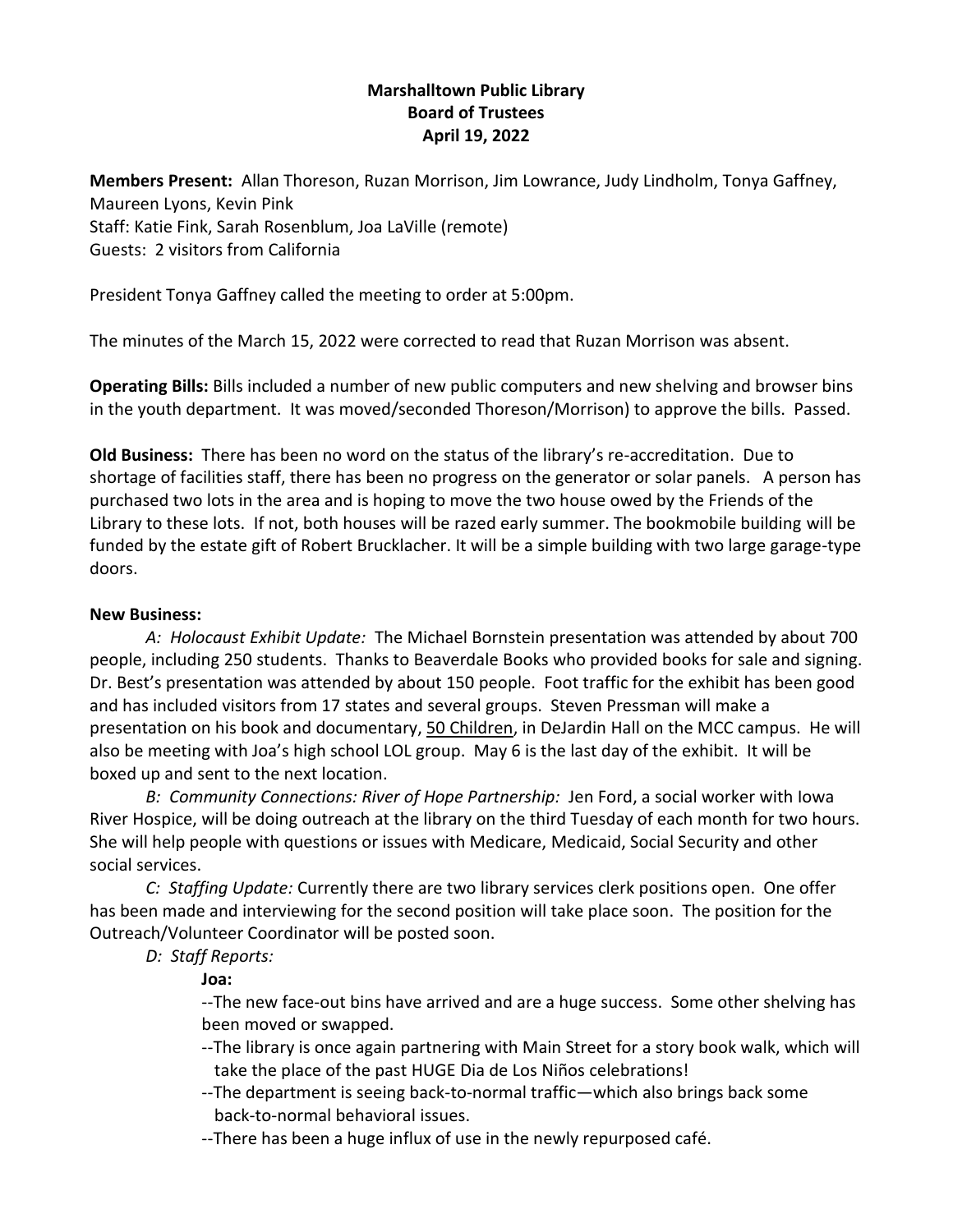**Marshalltown Public Library**
**Board of Trustees**
**April 19, 2022**

**Members Present:** Allan Thoreson, Ruzan Morrison, Jim Lowrance, Judy Lindholm, Tonya Gaffney, Maureen Lyons, Kevin Pink
Staff: Katie Fink, Sarah Rosenblum, Joa LaVille (remote)
Guests: 2 visitors from California

President Tonya Gaffney called the meeting to order at 5:00pm.

The minutes of the March 15, 2022 were corrected to read that Ruzan Morrison was absent.

**Operating Bills:** Bills included a number of new public computers and new shelving and browser bins in the youth department. It was moved/seconded Thoreson/Morrison) to approve the bills. Passed.

**Old Business:** There has been no word on the status of the library's re-accreditation. Due to shortage of facilities staff, there has been no progress on the generator or solar panels. A person has purchased two lots in the area and is hoping to move the two house owed by the Friends of the Library to these lots. If not, both houses will be razed early summer. The bookmobile building will be funded by the estate gift of Robert Brucklacher. It will be a simple building with two large garage-type doors.

**New Business:**

*A: Holocaust Exhibit Update:* The Michael Bornstein presentation was attended by about 700 people, including 250 students. Thanks to Beaverdale Books who provided books for sale and signing. Dr. Best's presentation was attended by about 150 people. Foot traffic for the exhibit has been good and has included visitors from 17 states and several groups. Steven Pressman will make a presentation on his book and documentary, 50 Children, in DeJardin Hall on the MCC campus. He will also be meeting with Joa's high school LOL group. May 6 is the last day of the exhibit. It will be boxed up and sent to the next location.

*B: Community Connections: River of Hope Partnership:* Jen Ford, a social worker with Iowa River Hospice, will be doing outreach at the library on the third Tuesday of each month for two hours. She will help people with questions or issues with Medicare, Medicaid, Social Security and other social services.

*C: Staffing Update:* Currently there are two library services clerk positions open. One offer has been made and interviewing for the second position will take place soon. The position for the Outreach/Volunteer Coordinator will be posted soon.

*D: Staff Reports:*

**Joa:**

--The new face-out bins have arrived and are a huge success. Some other shelving has been moved or swapped.

--The library is once again partnering with Main Street for a story book walk, which will take the place of the past HUGE Dia de Los Niños celebrations!

--The department is seeing back-to-normal traffic—which also brings back some back-to-normal behavioral issues.

--There has been a huge influx of use in the newly repurposed café.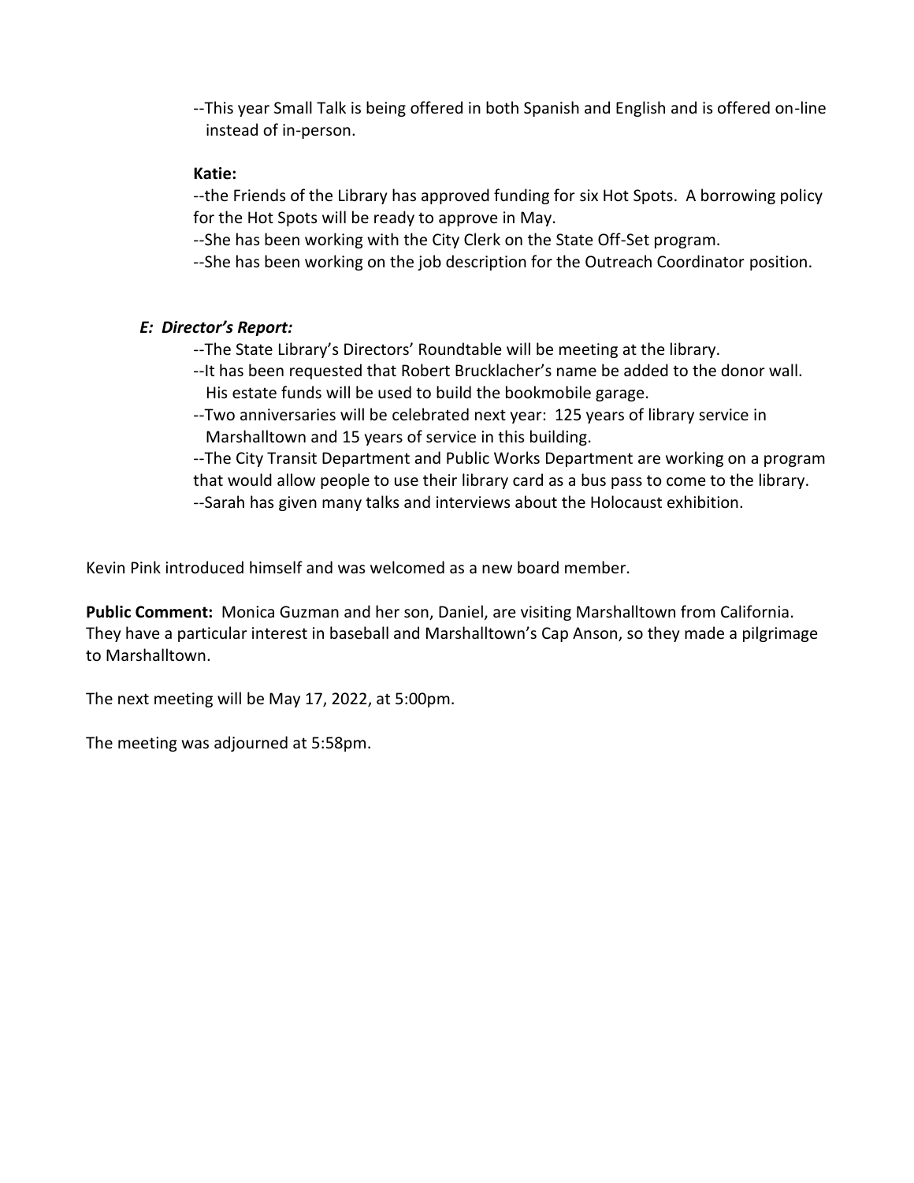--This year Small Talk is being offered in both Spanish and English and is offered on-line instead of in-person.

**Katie:**

--the Friends of the Library has approved funding for six Hot Spots. A borrowing policy for the Hot Spots will be ready to approve in May.

--She has been working with the City Clerk on the State Off-Set program.

--She has been working on the job description for the Outreach Coordinator position.

***E: Director's Report:***

--The State Library's Directors' Roundtable will be meeting at the library.

--It has been requested that Robert Brucklacher's name be added to the donor wall. His estate funds will be used to build the bookmobile garage.

--Two anniversaries will be celebrated next year: 125 years of library service in Marshalltown and 15 years of service in this building.

--The City Transit Department and Public Works Department are working on a program that would allow people to use their library card as a bus pass to come to the library.

--Sarah has given many talks and interviews about the Holocaust exhibition.

Kevin Pink introduced himself and was welcomed as a new board member.

**Public Comment:** Monica Guzman and her son, Daniel, are visiting Marshalltown from California. They have a particular interest in baseball and Marshalltown's Cap Anson, so they made a pilgrimage to Marshalltown.

The next meeting will be May 17, 2022, at 5:00pm.

The meeting was adjourned at 5:58pm.